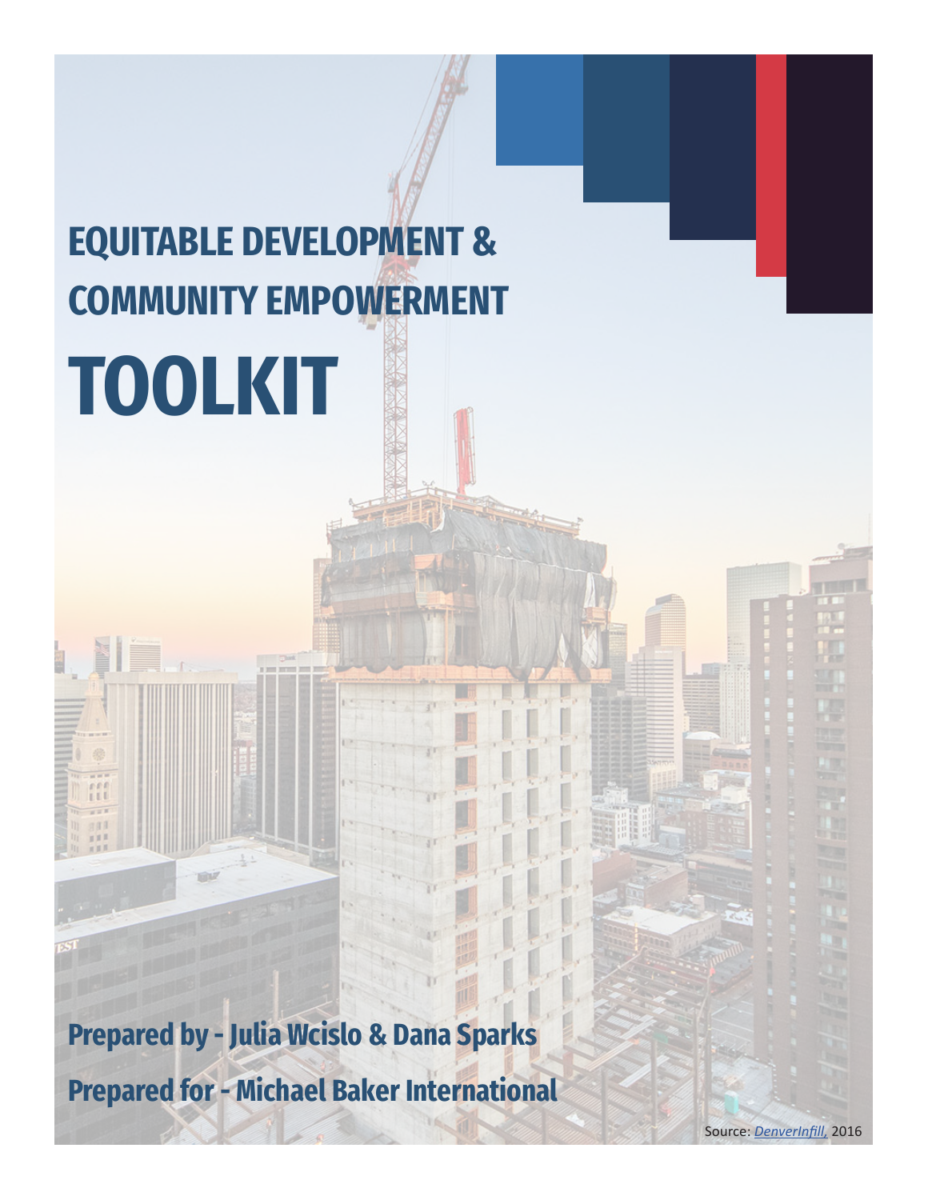# EQUITABLE DEVELOPMENT & COMMUNITY EMPOWERMENT

# TOOLKIT

**Prepared by - Julia Wcislo & Dana Sparks**

**Prepared for - Michael Baker International**

Source: *DenverInfill*, 2016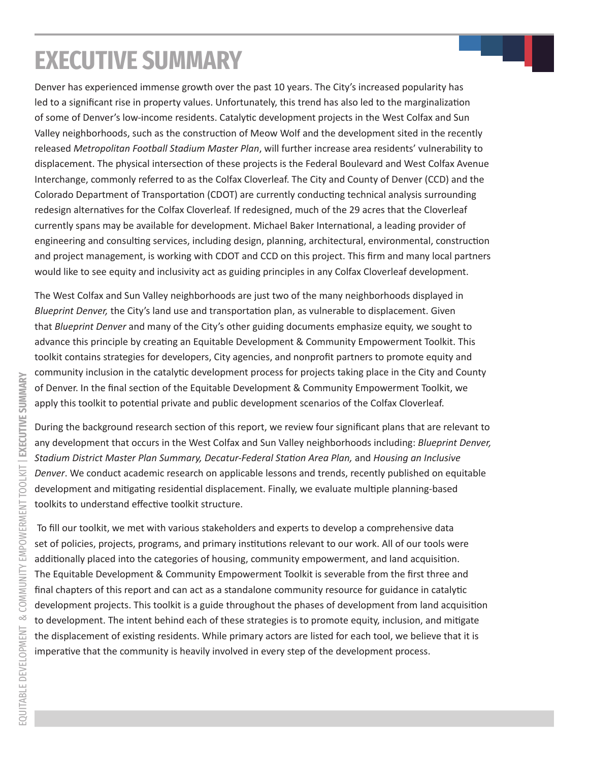# EXECUTIVE SUMMARY

Denver has experienced immense growth over the past 10 years. The City's increased popularity has led to a significant rise in property values. Unfortunately, this trend has also led to the marginalization of some of Denver's low-income residents. Catalytic development projects in the West Colfax and Sun Valley neighborhoods, such as the construction of Meow Wolf and the development sited in the recently released *Metropolitan Football Stadium Master Plan*, will further increase area residents' vulnerability to displacement. The physical intersection of these projects is the Federal Boulevard and West Colfax Avenue Interchange, commonly referred to as the Colfax Cloverleaf. The City and County of Denver (CCD) and the Colorado Department of Transportation (CDOT) are currently conducting technical analysis surrounding redesign alternatives for the Colfax Cloverleaf. If redesigned, much of the 29 acres that the Cloverleaf currently spans may be available for development. Michael Baker International, a leading provider of engineering and consulting services, including design, planning, architectural, environmental, construction and project management, is working with CDOT and CCD on this project. This firm and many local partners would like to see equity and inclusivity act as guiding principles in any Colfax Cloverleaf development.

The West Colfax and Sun Valley neighborhoods are just two of the many neighborhoods displayed in *Blueprint Denver,* the City's land use and transportation plan, as vulnerable to displacement. Given that *Blueprint Denver* and many of the City's other guiding documents emphasize equity, we sought to advance this principle by creating an Equitable Development & Community Empowerment Toolkit. This toolkit contains strategies for developers, City agencies, and nonprofit partners to promote equity and community inclusion in the catalytic development process for projects taking place in the City and County of Denver. In the final section of the Equitable Development & Community Empowerment Toolkit, we apply this toolkit to potential private and public development scenarios of the Colfax Cloverleaf.

During the background research section of this report, we review four significant plans that are relevant to any development that occurs in the West Colfax and Sun Valley neighborhoods including: *Blueprint Denver, Stadium District Master Plan Summary, Decatur-Federal Station Area Plan,* and *Housing an Inclusive Denver*. We conduct academic research on applicable lessons and trends, recently published on equitable development and mitigating residential displacement. Finally, we evaluate multiple planning-based toolkits to understand effective toolkit structure.

To fill our toolkit, we met with various stakeholders and experts to develop a comprehensive data set of policies, projects, programs, and primary institutions relevant to our work. All of our tools were additionally placed into the categories of housing, community empowerment, and land acquisition. The Equitable Development & Community Empowerment Toolkit is severable from the first three and final chapters of this report and can act as a standalone community resource for guidance in catalytic development projects. This toolkit is a guide throughout the phases of development from land acquisition to development. The intent behind each of these strategies is to promote equity, inclusion, and mitigate the displacement of existing residents. While primary actors are listed for each tool, we believe that it is imperative that the community is heavily involved in every step of the development process.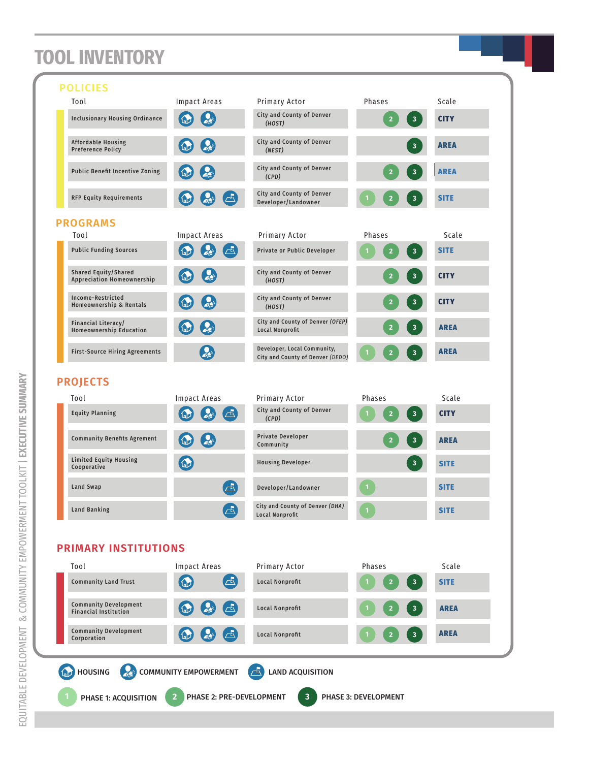# TOOL INVENTORY

## POLICIES

| Tool | Impact Areas | Primary Actor | Phases | Scale |
|---|---|---|---|---|
| Inclusionary Housing Ordinance | Housing, Community Empowerment | City and County of Denver (HOST) | 2, 3 | CITY |
| Affordable Housing Preference Policy | Housing, Community Empowerment | City and County of Denver (NEST) | 3 | AREA |
| Public Benefit Incentive Zoning | Housing, Community Empowerment | City and County of Denver (CPD) | 2, 3 | AREA |
| RFP Equity Requirements | Housing, Community Empowerment, Land Acquisition | City and County of Denver Developer/Landowner | 1, 2, 3 | SITE |

## PROGRAMS

| Tool | Impact Areas | Primary Actor | Phases | Scale |
|---|---|---|---|---|
| Public Funding Sources | Housing, Community Empowerment, Land Acquisition | Private or Public Developer | 1, 2, 3 | SITE |
| Shared Equity/Shared Appreciation Homeownership | Housing, Community Empowerment | City and County of Denver (HOST) | 2, 3 | CITY |
| Income-Restricted Homeownership & Rentals | Housing, Community Empowerment | City and County of Denver (HOST) | 2, 3 | CITY |
| Financial Literacy/ Homeownership Education | Housing, Community Empowerment | City and County of Denver (OFEP) Local Nonprofit | 2, 3 | AREA |
| First-Source Hiring Agreements | Community Empowerment | Developer, Local Community, City and County of Denver (DEDO) | 1, 2, 3 | AREA |

## PROJECTS

| Tool | Impact Areas | Primary Actor | Phases | Scale |
|---|---|---|---|---|
| Equity Planning | Housing, Community Empowerment, Land Acquisition | City and County of Denver (CPD) | 1, 2, 3 | CITY |
| Community Benefits Agreement | Housing, Community Empowerment | Private Developer Community | 2, 3 | AREA |
| Limited Equity Housing Cooperative | Housing | Housing Developer | 3 | SITE |
| Land Swap | Land Acquisition | Developer/Landowner | 1 | SITE |
| Land Banking | Land Acquisition | City and County of Denver (DHA) Local Nonprofit | 1 | SITE |

## PRIMARY INSTITUTIONS

| Tool | Impact Areas | Primary Actor | Phases | Scale |
|---|---|---|---|---|
| Community Land Trust | Housing, Land Acquisition | Local Nonprofit | 1, 2, 3 | SITE |
| Community Development Financial Institution | Housing, Community Empowerment, Land Acquisition | Local Nonprofit | 1, 2, 3 | AREA |
| Community Development Corporation | Housing, Community Empowerment, Land Acquisition | Local Nonprofit | 1, 2, 3 | AREA |

HOUSING | COMMUNITY EMPOWERMENT | LAND ACQUISITION

1 PHASE 1: ACQUISITION | 2 PHASE 2: PRE-DEVELOPMENT | 3 PHASE 3: DEVELOPMENT